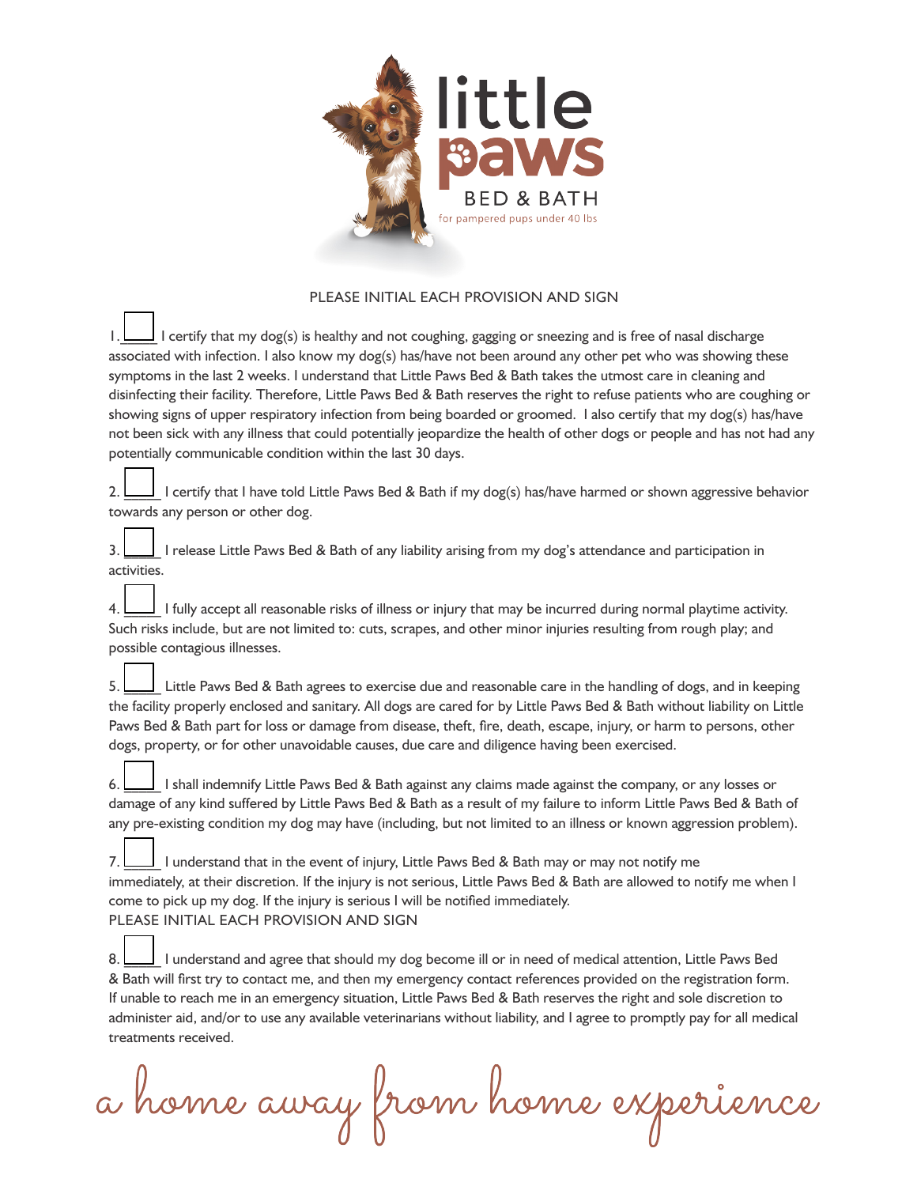# little paws

BED & BATH

for pampered pups under 40 lbs

PLEASE INITIAL EACH PROVISION AND SIGN

1. ____ I certify that my dog(s) is healthy and not coughing, gagging or sneezing and is free of nasal discharge associated with infection. I also know my dog(s) has/have not been around any other pet who was showing these symptoms in the last 2 weeks. I understand that Little Paws Bed & Bath takes the utmost care in cleaning and disinfecting their facility. Therefore, Little Paws Bed & Bath reserves the right to refuse patients who are coughing or showing signs of upper respiratory infection from being boarded or groomed. I also certify that my dog(s) has/have not been sick with any illness that could potentially jeopardize the health of other dogs or people and has not had any potentially communicable condition within the last 30 days.

2. ____ I certify that I have told Little Paws Bed & Bath if my dog(s) has/have harmed or shown aggressive behavior towards any person or other dog.

3. ____ I release Little Paws Bed & Bath of any liability arising from my dog's attendance and participation in activities.

4. ____ I fully accept all reasonable risks of illness or injury that may be incurred during normal playtime activity. Such risks include, but are not limited to: cuts, scrapes, and other minor injuries resulting from rough play; and possible contagious illnesses.

5. ____ Little Paws Bed & Bath agrees to exercise due and reasonable care in the handling of dogs, and in keeping the facility properly enclosed and sanitary. All dogs are cared for by Little Paws Bed & Bath without liability on Little Paws Bed & Bath part for loss or damage from disease, theft, fire, death, escape, injury, or harm to persons, other dogs, property, or for other unavoidable causes, due care and diligence having been exercised.

6. ____ I shall indemnify Little Paws Bed & Bath against any claims made against the company, or any losses or damage of any kind suffered by Little Paws Bed & Bath as a result of my failure to inform Little Paws Bed & Bath of any pre-existing condition my dog may have (including, but not limited to an illness or known aggression problem).

7. ____ I understand that in the event of injury, Little Paws Bed & Bath may or may not notify me immediately, at their discretion. If the injury is not serious, Little Paws Bed & Bath are allowed to notify me when I come to pick up my dog. If the injury is serious I will be notified immediately.

PLEASE INITIAL EACH PROVISION AND SIGN

8. ____ I understand and agree that should my dog become ill or in need of medical attention, Little Paws Bed & Bath will first try to contact me, and then my emergency contact references provided on the registration form. If unable to reach me in an emergency situation, Little Paws Bed & Bath reserves the right and sole discretion to administer aid, and/or to use any available veterinarians without liability, and I agree to promptly pay for all medical treatments received.

*a home away from home experience*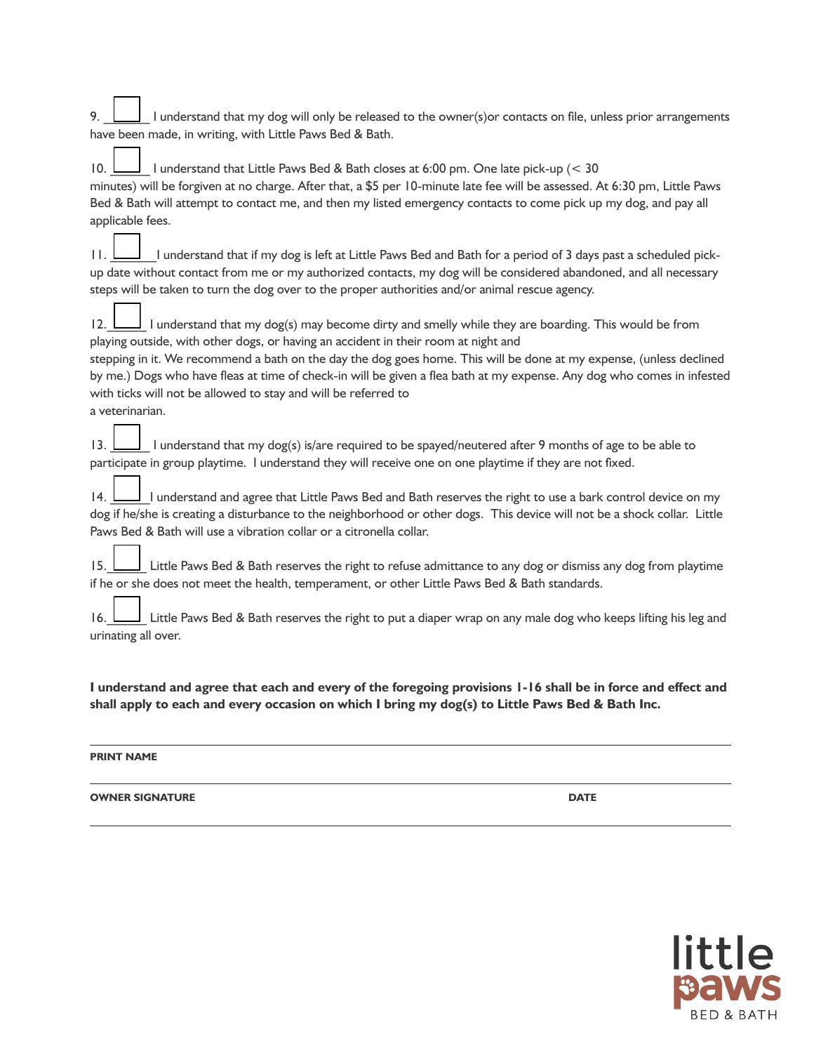9. ______ I understand that my dog will only be released to the owner(s)or contacts on file, unless prior arrangements have been made, in writing, with Little Paws Bed & Bath.

10. ______ I understand that Little Paws Bed & Bath closes at 6:00 pm. One late pick-up (< 30 minutes) will be forgiven at no charge. After that, a $5 per 10-minute late fee will be assessed. At 6:30 pm, Little Paws Bed & Bath will attempt to contact me, and then my listed emergency contacts to come pick up my dog, and pay all applicable fees.

11. ______ I understand that if my dog is left at Little Paws Bed and Bath for a period of 3 days past a scheduled pick-up date without contact from me or my authorized contacts, my dog will be considered abandoned, and all necessary steps will be taken to turn the dog over to the proper authorities and/or animal rescue agency.

12. ______ I understand that my dog(s) may become dirty and smelly while they are boarding. This would be from playing outside, with other dogs, or having an accident in their room at night and stepping in it. We recommend a bath on the day the dog goes home. This will be done at my expense, (unless declined by me.) Dogs who have fleas at time of check-in will be given a flea bath at my expense. Any dog who comes in infested with ticks will not be allowed to stay and will be referred to a veterinarian.

13. ______ I understand that my dog(s) is/are required to be spayed/neutered after 9 months of age to be able to participate in group playtime. I understand they will receive one on one playtime if they are not fixed.

14. ______ I understand and agree that Little Paws Bed and Bath reserves the right to use a bark control device on my dog if he/she is creating a disturbance to the neighborhood or other dogs. This device will not be a shock collar. Little Paws Bed & Bath will use a vibration collar or a citronella collar.

15. ______ Little Paws Bed & Bath reserves the right to refuse admittance to any dog or dismiss any dog from playtime if he or she does not meet the health, temperament, or other Little Paws Bed & Bath standards.

16. ______ Little Paws Bed & Bath reserves the right to put a diaper wrap on any male dog who keeps lifting his leg and urinating all over.

**I understand and agree that each and every of the foregoing provisions 1-16 shall be in force and effect and shall apply to each and every occasion on which I bring my dog(s) to Little Paws Bed & Bath Inc.**

**PRINT NAME**

**OWNER SIGNATURE** **DATE**

little paws BED & BATH